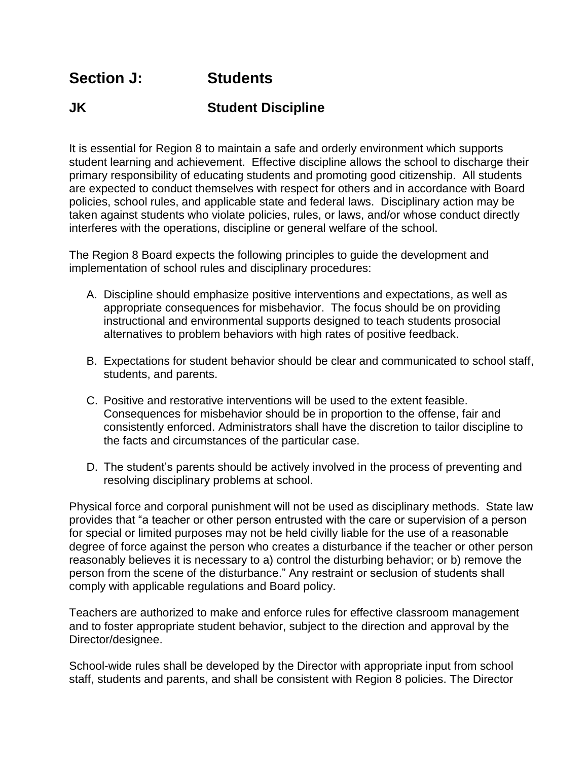## Section J: Students

### JK Student Discipline

It is essential for Region 8 to maintain a safe and orderly environment which supports student learning and achievement. Effective discipline allows the school to discharge their primary responsibility of educating students and promoting good citizenship. All students are expected to conduct themselves with respect for others and in accordance with Board policies, school rules, and applicable state and federal laws. Disciplinary action may be taken against students who violate policies, rules, or laws, and/or whose conduct directly interferes with the operations, discipline or general welfare of the school.

The Region 8 Board expects the following principles to guide the development and implementation of school rules and disciplinary procedures:

A. Discipline should emphasize positive interventions and expectations, as well as appropriate consequences for misbehavior. The focus should be on providing instructional and environmental supports designed to teach students prosocial alternatives to problem behaviors with high rates of positive feedback.

B. Expectations for student behavior should be clear and communicated to school staff, students, and parents.

C. Positive and restorative interventions will be used to the extent feasible. Consequences for misbehavior should be in proportion to the offense, fair and consistently enforced. Administrators shall have the discretion to tailor discipline to the facts and circumstances of the particular case.

D. The student's parents should be actively involved in the process of preventing and resolving disciplinary problems at school.

Physical force and corporal punishment will not be used as disciplinary methods. State law provides that "a teacher or other person entrusted with the care or supervision of a person for special or limited purposes may not be held civilly liable for the use of a reasonable degree of force against the person who creates a disturbance if the teacher or other person reasonably believes it is necessary to a) control the disturbing behavior; or b) remove the person from the scene of the disturbance." Any restraint or seclusion of students shall comply with applicable regulations and Board policy.

Teachers are authorized to make and enforce rules for effective classroom management and to foster appropriate student behavior, subject to the direction and approval by the Director/designee.

School-wide rules shall be developed by the Director with appropriate input from school staff, students and parents, and shall be consistent with Region 8 policies. The Director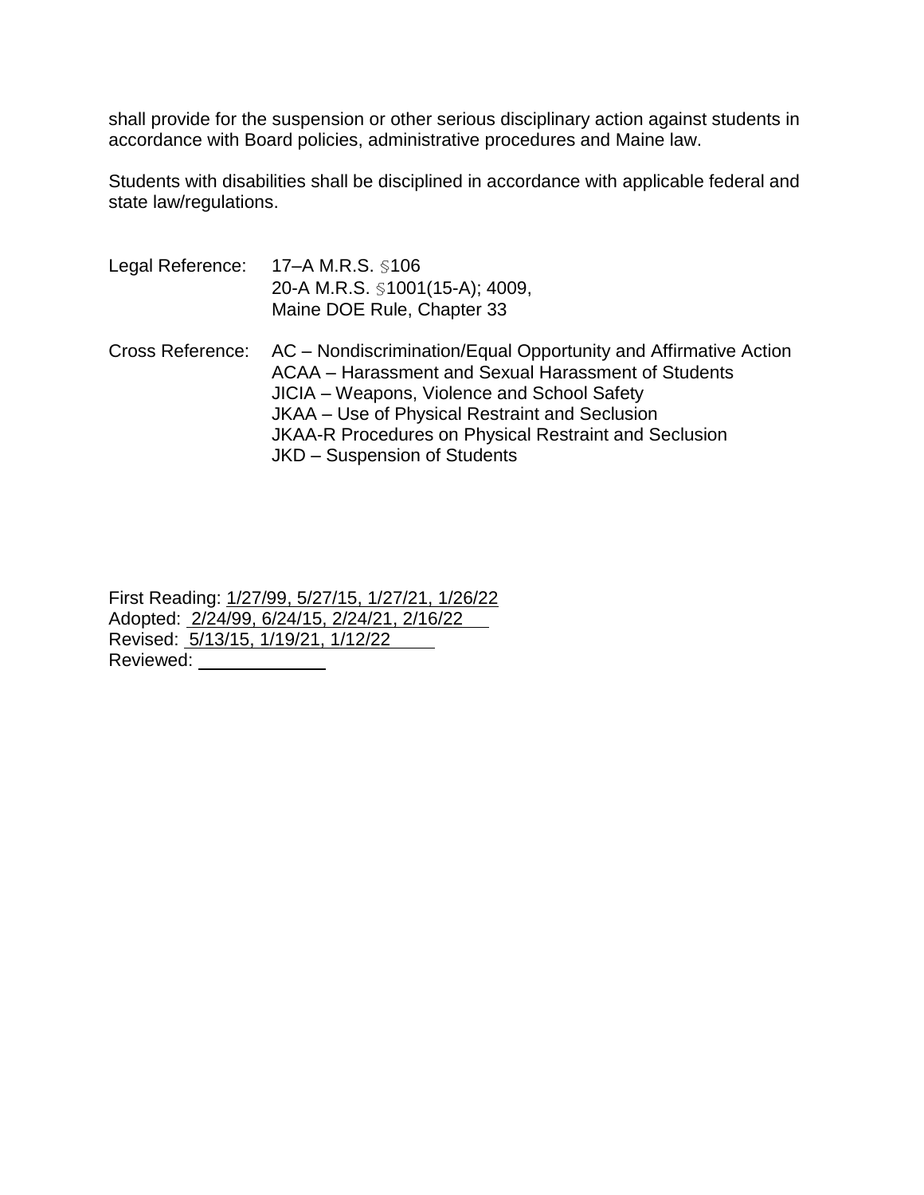shall provide for the suspension or other serious disciplinary action against students in accordance with Board policies, administrative procedures and Maine law.

Students with disabilities shall be disciplined in accordance with applicable federal and state law/regulations.

Legal Reference: 17–A M.R.S. §106
20-A M.R.S. §1001(15-A); 4009,
Maine DOE Rule, Chapter 33

Cross Reference: AC – Nondiscrimination/Equal Opportunity and Affirmative Action
ACAA – Harassment and Sexual Harassment of Students
JICIA – Weapons, Violence and School Safety
JKAA – Use of Physical Restraint and Seclusion
JKAA-R Procedures on Physical Restraint and Seclusion
JKD – Suspension of Students

First Reading: 1/27/99, 5/27/15, 1/27/21, 1/26/22
Adopted: 2/24/99, 6/24/15, 2/24/21, 2/16/22
Revised: 5/13/15, 1/19/21, 1/12/22
Reviewed: ____________